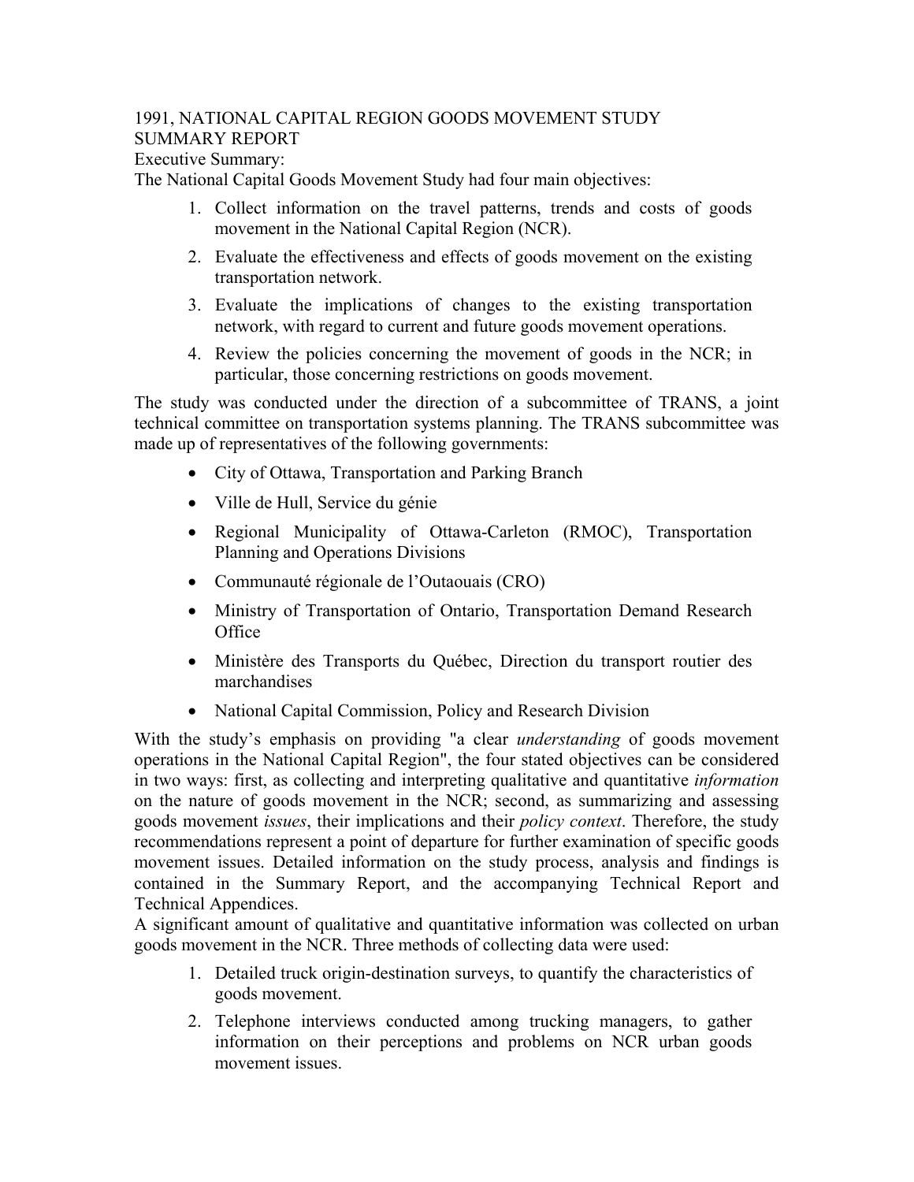# 1991, NATIONAL CAPITAL REGION GOODS MOVEMENT STUDY SUMMARY REPORT

## Executive Summary:

The National Capital Goods Movement Study had four main objectives:

1. Collect information on the travel patterns, trends and costs of goods movement in the National Capital Region (NCR).
2. Evaluate the effectiveness and effects of goods movement on the existing transportation network.
3. Evaluate the implications of changes to the existing transportation network, with regard to current and future goods movement operations.
4. Review the policies concerning the movement of goods in the NCR; in particular, those concerning restrictions on goods movement.

The study was conducted under the direction of a subcommittee of TRANS, a joint technical committee on transportation systems planning. The TRANS subcommittee was made up of representatives of the following governments:

- City of Ottawa, Transportation and Parking Branch
- Ville de Hull, Service du génie
- Regional Municipality of Ottawa-Carleton (RMOC), Transportation Planning and Operations Divisions
- Communauté régionale de l'Outaouais (CRO)
- Ministry of Transportation of Ontario, Transportation Demand Research Office
- Ministère des Transports du Québec, Direction du transport routier des marchandises
- National Capital Commission, Policy and Research Division

With the study's emphasis on providing "a clear *understanding* of goods movement operations in the National Capital Region", the four stated objectives can be considered in two ways: first, as collecting and interpreting qualitative and quantitative *information* on the nature of goods movement in the NCR; second, as summarizing and assessing goods movement *issues*, their implications and their *policy context*. Therefore, the study recommendations represent a point of departure for further examination of specific goods movement issues. Detailed information on the study process, analysis and findings is contained in the Summary Report, and the accompanying Technical Report and Technical Appendices.

A significant amount of qualitative and quantitative information was collected on urban goods movement in the NCR. Three methods of collecting data were used:

1. Detailed truck origin-destination surveys, to quantify the characteristics of goods movement.
2. Telephone interviews conducted among trucking managers, to gather information on their perceptions and problems on NCR urban goods movement issues.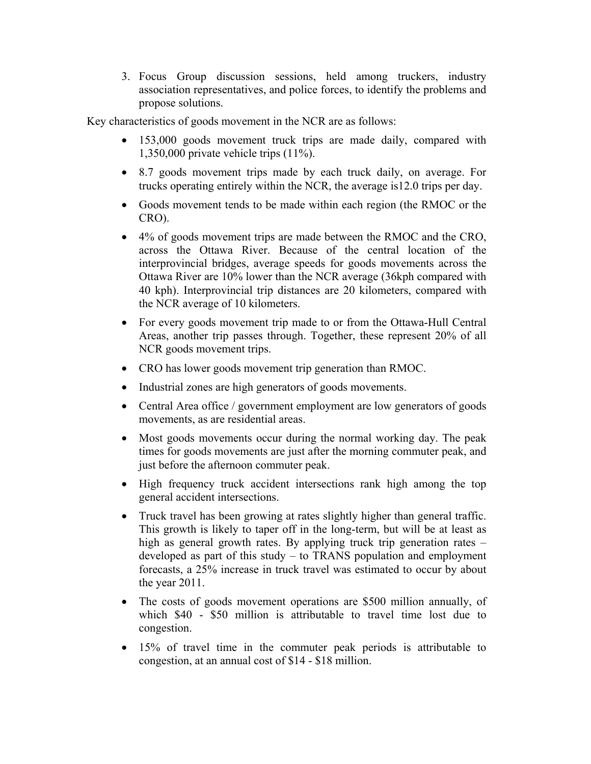3. Focus Group discussion sessions, held among truckers, industry association representatives, and police forces, to identify the problems and propose solutions.

Key characteristics of goods movement in the NCR are as follows:

- 153,000 goods movement truck trips are made daily, compared with 1,350,000 private vehicle trips (11%).
- 8.7 goods movement trips made by each truck daily, on average. For trucks operating entirely within the NCR, the average is12.0 trips per day.
- Goods movement tends to be made within each region (the RMOC or the CRO).
- 4% of goods movement trips are made between the RMOC and the CRO, across the Ottawa River. Because of the central location of the interprovincial bridges, average speeds for goods movements across the Ottawa River are 10% lower than the NCR average (36kph compared with 40 kph). Interprovincial trip distances are 20 kilometers, compared with the NCR average of 10 kilometers.
- For every goods movement trip made to or from the Ottawa-Hull Central Areas, another trip passes through. Together, these represent 20% of all NCR goods movement trips.
- CRO has lower goods movement trip generation than RMOC.
- Industrial zones are high generators of goods movements.
- Central Area office / government employment are low generators of goods movements, as are residential areas.
- Most goods movements occur during the normal working day. The peak times for goods movements are just after the morning commuter peak, and just before the afternoon commuter peak.
- High frequency truck accident intersections rank high among the top general accident intersections.
- Truck travel has been growing at rates slightly higher than general traffic. This growth is likely to taper off in the long-term, but will be at least as high as general growth rates. By applying truck trip generation rates – developed as part of this study – to TRANS population and employment forecasts, a 25% increase in truck travel was estimated to occur by about the year 2011.
- The costs of goods movement operations are $500 million annually, of which $40 - $50 million is attributable to travel time lost due to congestion.
- 15% of travel time in the commuter peak periods is attributable to congestion, at an annual cost of $14 - $18 million.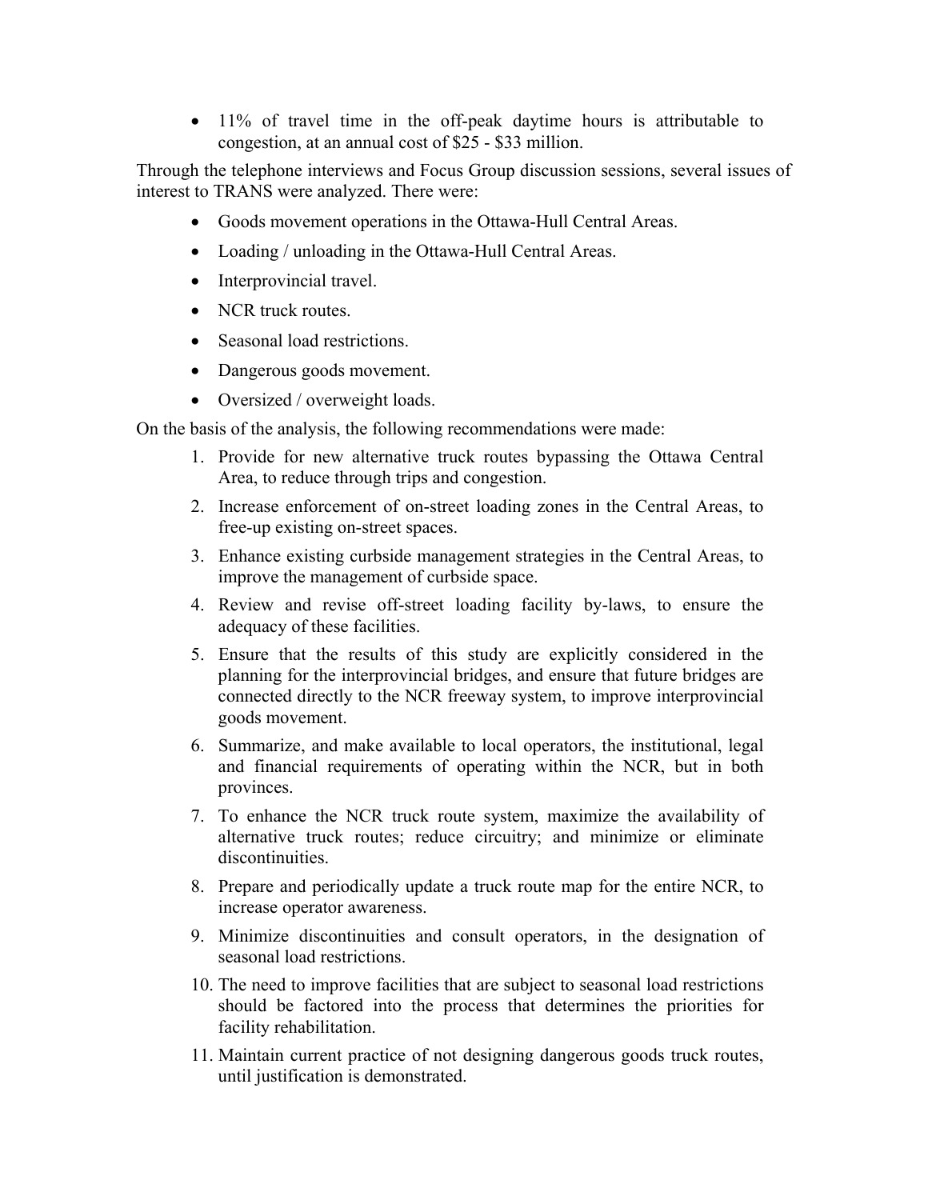- 11% of travel time in the off-peak daytime hours is attributable to congestion, at an annual cost of $25 - $33 million.

Through the telephone interviews and Focus Group discussion sessions, several issues of interest to TRANS were analyzed. There were:

- Goods movement operations in the Ottawa-Hull Central Areas.
- Loading / unloading in the Ottawa-Hull Central Areas.
- Interprovincial travel.
- NCR truck routes.
- Seasonal load restrictions.
- Dangerous goods movement.
- Oversized / overweight loads.

On the basis of the analysis, the following recommendations were made:

1. Provide for new alternative truck routes bypassing the Ottawa Central Area, to reduce through trips and congestion.
2. Increase enforcement of on-street loading zones in the Central Areas, to free-up existing on-street spaces.
3. Enhance existing curbside management strategies in the Central Areas, to improve the management of curbside space.
4. Review and revise off-street loading facility by-laws, to ensure the adequacy of these facilities.
5. Ensure that the results of this study are explicitly considered in the planning for the interprovincial bridges, and ensure that future bridges are connected directly to the NCR freeway system, to improve interprovincial goods movement.
6. Summarize, and make available to local operators, the institutional, legal and financial requirements of operating within the NCR, but in both provinces.
7. To enhance the NCR truck route system, maximize the availability of alternative truck routes; reduce circuitry; and minimize or eliminate discontinuities.
8. Prepare and periodically update a truck route map for the entire NCR, to increase operator awareness.
9. Minimize discontinuities and consult operators, in the designation of seasonal load restrictions.
10. The need to improve facilities that are subject to seasonal load restrictions should be factored into the process that determines the priorities for facility rehabilitation.
11. Maintain current practice of not designing dangerous goods truck routes, until justification is demonstrated.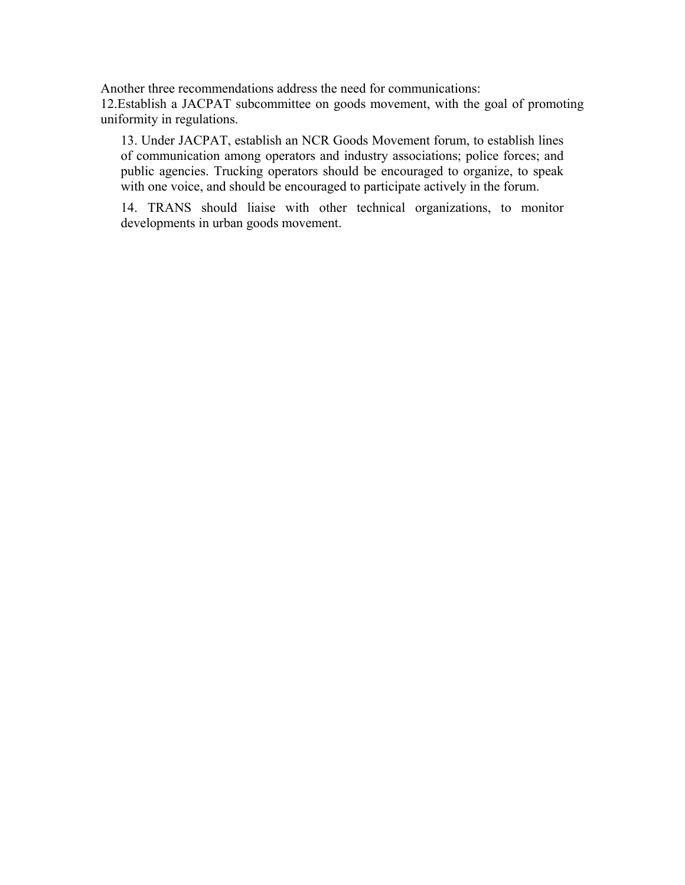Another three recommendations address the need for communications:

12. Establish a JACPAT subcommittee on goods movement, with the goal of promoting uniformity in regulations.

13. Under JACPAT, establish an NCR Goods Movement forum, to establish lines of communication among operators and industry associations; police forces; and public agencies. Trucking operators should be encouraged to organize, to speak with one voice, and should be encouraged to participate actively in the forum.

14. TRANS should liaise with other technical organizations, to monitor developments in urban goods movement.